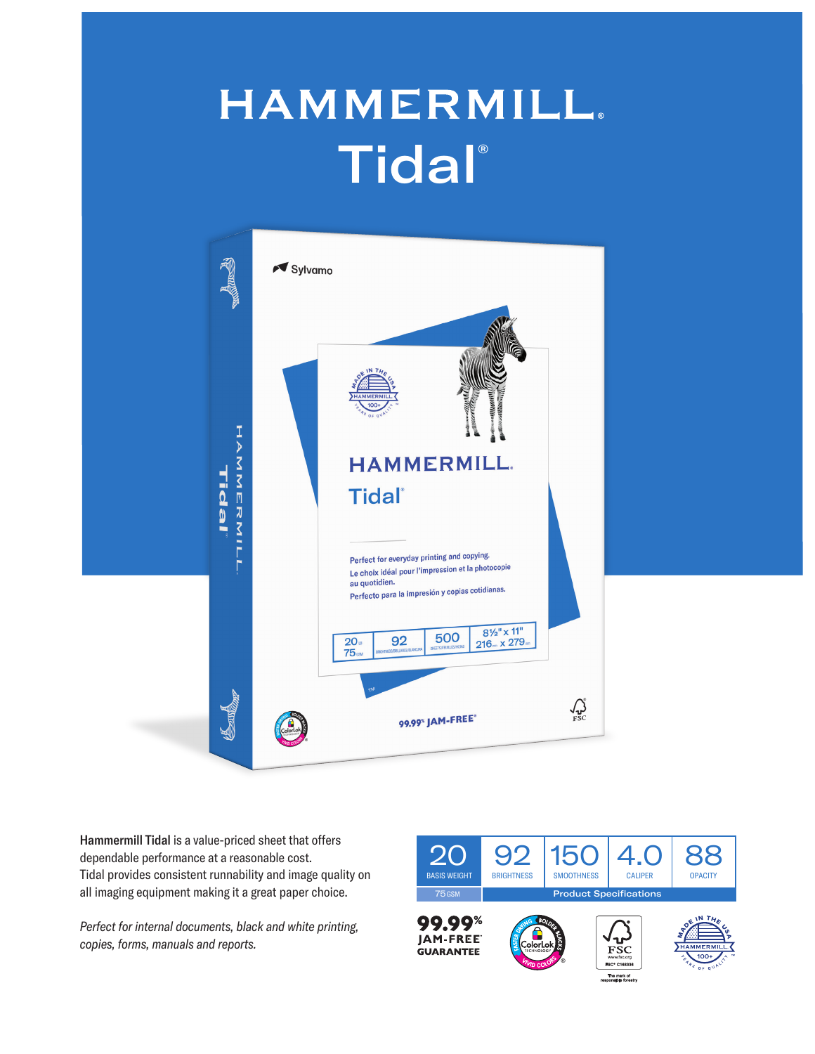# HAMMERMILL®

# Tidal®

Hammermill Tidal is a value-priced sheet that offers dependable performance at a reasonable cost. Tidal provides consistent runnability and image quality on all imaging equipment making it a great paper choice.

*Perfect for internal documents, black and white printing, copies, forms, manuals and reports.*

| 20 BASIS WEIGHT | 92 BRIGHTNESS | 150 SMOOTHNESS | 4.0 CALIPER | 88 OPACITY |
|---|---|---|---|---|
| 75 GSM | Product Specifications | | | |

**99.99% JAM-FREE® GUARANTEE**

ColorLok® Technology — Faster Drying, Bolder Blacks, Vivid Colors

FSC® www.fsc.org FSC® C166336 — The mark of responsible forestry

Made in the USA — Hammermill 100+ Years of Quality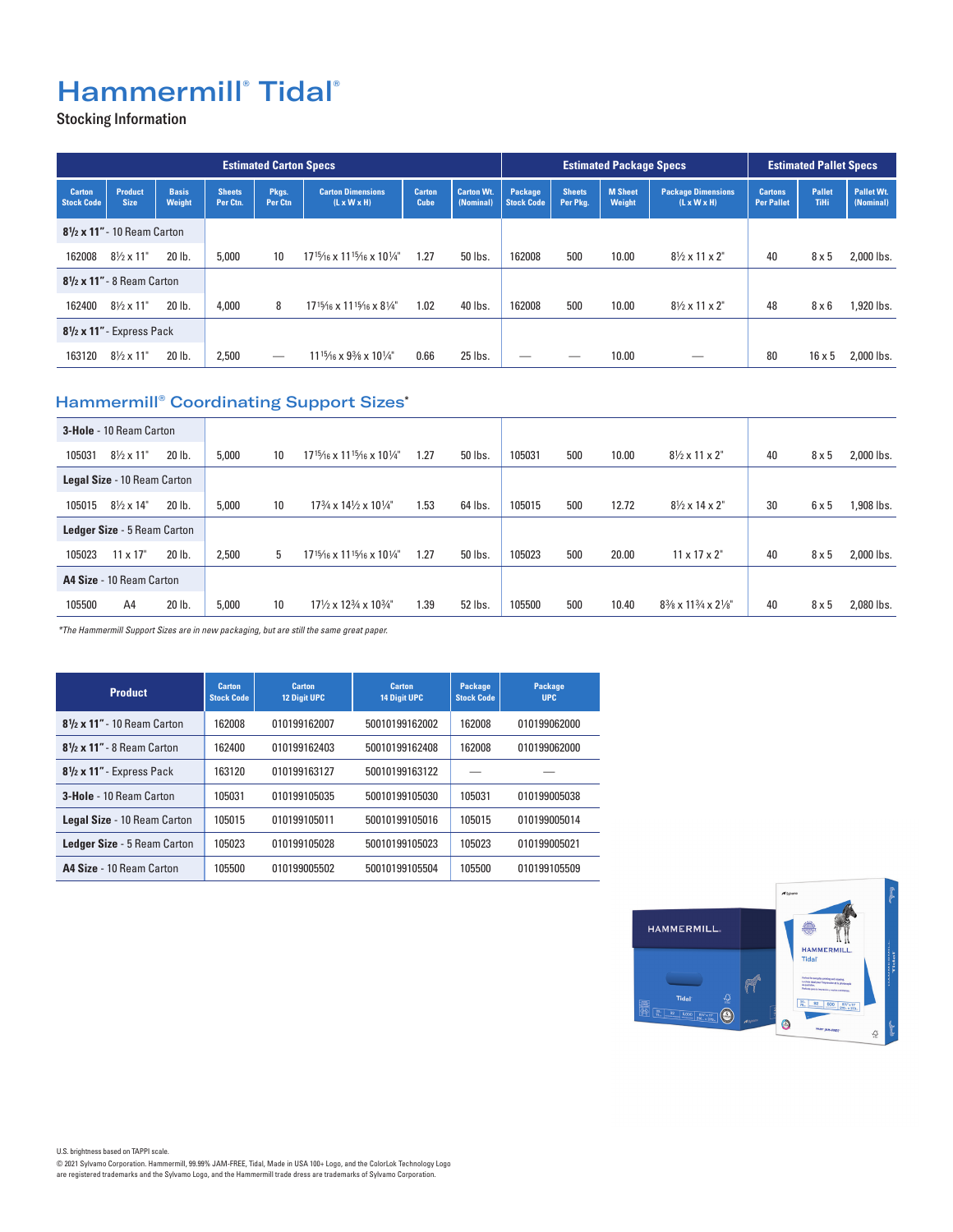# Hammermill® Tidal®

## Stocking Information

| Estimated Carton Specs | | | | | | | | Estimated Package Specs | | | | Estimated Pallet Specs | | |
|---|---|---|---|---|---|---|---|---|---|---|---|---|---|---|
| Carton Stock Code | Product Size | Basis Weight | Sheets Per Ctn. | Pkgs. Per Ctn | Carton Dimensions (L x W x H) | Carton Cube | Carton Wt. (Nominal) | Package Stock Code | Sheets Per Pkg. | M Sheet Weight | Package Dimensions (L x W x H) | Cartons Per Pallet | Pallet TiHi | Pallet Wt. (Nominal) |
| **8½ x 11"** - 10 Ream Carton | | | | | | | | | | | | | | |
| 162008 | 8½ x 11" | 20 lb. | 5,000 | 10 | 17¹⁵⁄₁₆ x 11¹⁵⁄₁₆ x 10¼" | 1.27 | 50 lbs. | 162008 | 500 | 10.00 | 8½ x 11 x 2" | 40 | 8 x 5 | 2,000 lbs. |
| **8½ x 11"** - 8 Ream Carton | | | | | | | | | | | | | | |
| 162400 | 8½ x 11" | 20 lb. | 4,000 | 8 | 17¹⁵⁄₁₆ x 11¹⁵⁄₁₆ x 8¼" | 1.02 | 40 lbs. | 162008 | 500 | 10.00 | 8½ x 11 x 2" | 48 | 8 x 6 | 1,920 lbs. |
| **8½ x 11"** - Express Pack | | | | | | | | | | | | | | |
| 163120 | 8½ x 11" | 20 lb. | 2,500 | — | 11¹⁵⁄₁₆ x 9⅜ x 10¼" | 0.66 | 25 lbs. | — | — | 10.00 | — | 80 | 16 x 5 | 2,000 lbs. |

## Hammermill® Coordinating Support Sizes*

| | | | | | | | | | | | | | | |
|---|---|---|---|---|---|---|---|---|---|---|---|---|---|---|
| **3-Hole** - 10 Ream Carton | | | | | | | | | | | | | | |
| 105031 | 8½ x 11" | 20 lb. | 5,000 | 10 | 17¹⁵⁄₁₆ x 11¹⁵⁄₁₆ x 10¼" | 1.27 | 50 lbs. | 105031 | 500 | 10.00 | 8½ x 11 x 2" | 40 | 8 x 5 | 2,000 lbs. |
| **Legal Size** - 10 Ream Carton | | | | | | | | | | | | | | |
| 105015 | 8½ x 14" | 20 lb. | 5,000 | 10 | 17¾ x 14½ x 10¼" | 1.53 | 64 lbs. | 105015 | 500 | 12.72 | 8½ x 14 x 2" | 30 | 6 x 5 | 1,908 lbs. |
| **Ledger Size** - 5 Ream Carton | | | | | | | | | | | | | | |
| 105023 | 11 x 17" | 20 lb. | 2,500 | 5 | 17¹⁵⁄₁₆ x 11¹⁵⁄₁₆ x 10¼" | 1.27 | 50 lbs. | 105023 | 500 | 20.00 | 11 x 17 x 2" | 40 | 8 x 5 | 2,000 lbs. |
| **A4 Size** - 10 Ream Carton | | | | | | | | | | | | | | |
| 105500 | A4 | 20 lb. | 5,000 | 10 | 17½ x 12¾ x 10¾" | 1.39 | 52 lbs. | 105500 | 500 | 10.40 | 8⅜ x 11¾ x 2⅛" | 40 | 8 x 5 | 2,080 lbs. |

*The Hammermill Support Sizes are in new packaging, but are still the same great paper.*

| Product | Carton Stock Code | Carton 12 Digit UPC | Carton 14 Digit UPC | Package Stock Code | Package UPC |
|---|---|---|---|---|---|
| **8½ x 11"** - 10 Ream Carton | 162008 | 010199162007 | 50010199162002 | 162008 | 010199062000 |
| **8½ x 11"** - 8 Ream Carton | 162400 | 010199162403 | 50010199162408 | 162008 | 010199062000 |
| **8½ x 11"** - Express Pack | 163120 | 010199163127 | 50010199163122 | — | — |
| **3-Hole** - 10 Ream Carton | 105031 | 010199105035 | 50010199105030 | 105031 | 010199005038 |
| **Legal Size** - 10 Ream Carton | 105015 | 010199105011 | 50010199105016 | 105015 | 010199005014 |
| **Ledger Size** - 5 Ream Carton | 105023 | 010199105028 | 50010199105023 | 105023 | 010199005021 |
| **A4 Size** - 10 Ream Carton | 105500 | 010199005502 | 50010199105504 | 105500 | 010199105509 |

U.S. brightness based on TAPPI scale.

© 2021 Sylvamo Corporation. Hammermill, 99.99% JAM-FREE, Tidal, Made in USA 100+ Logo, and the ColorLok Technology Logo are registered trademarks and the Sylvamo Logo, and the Hammermill trade dress are trademarks of Sylvamo Corporation.